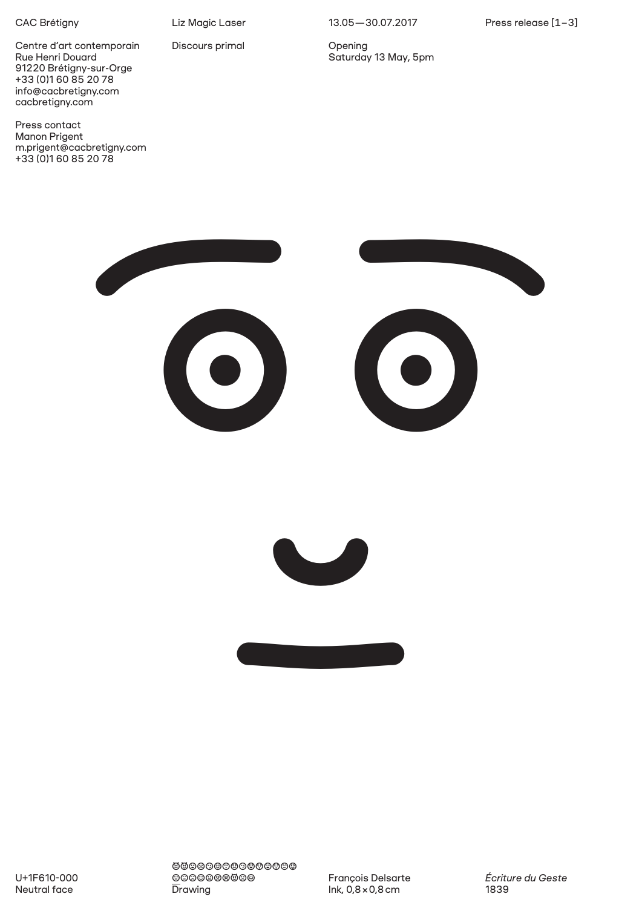CAC Brétigny

Centre d'art contemporain
Rue Henri Douard
91220 Brétigny-sur-Orge
+33 (0)1 60 85 20 78
info@cacbretigny.com
cacbretigny.com

Press contact
Manon Prigent
m.prigent@cacbretigny.com
+33 (0)1 60 85 20 78

Liz Magic Laser

Discours primal

13.05—30.07.2017

Opening
Saturday 13 May, 5pm

Press release [1–3]

U+1F610-000
Neutral face

Drawing

François Delsarte
Ink, 0,8 × 0,8 cm

*Écriture du Geste*
1839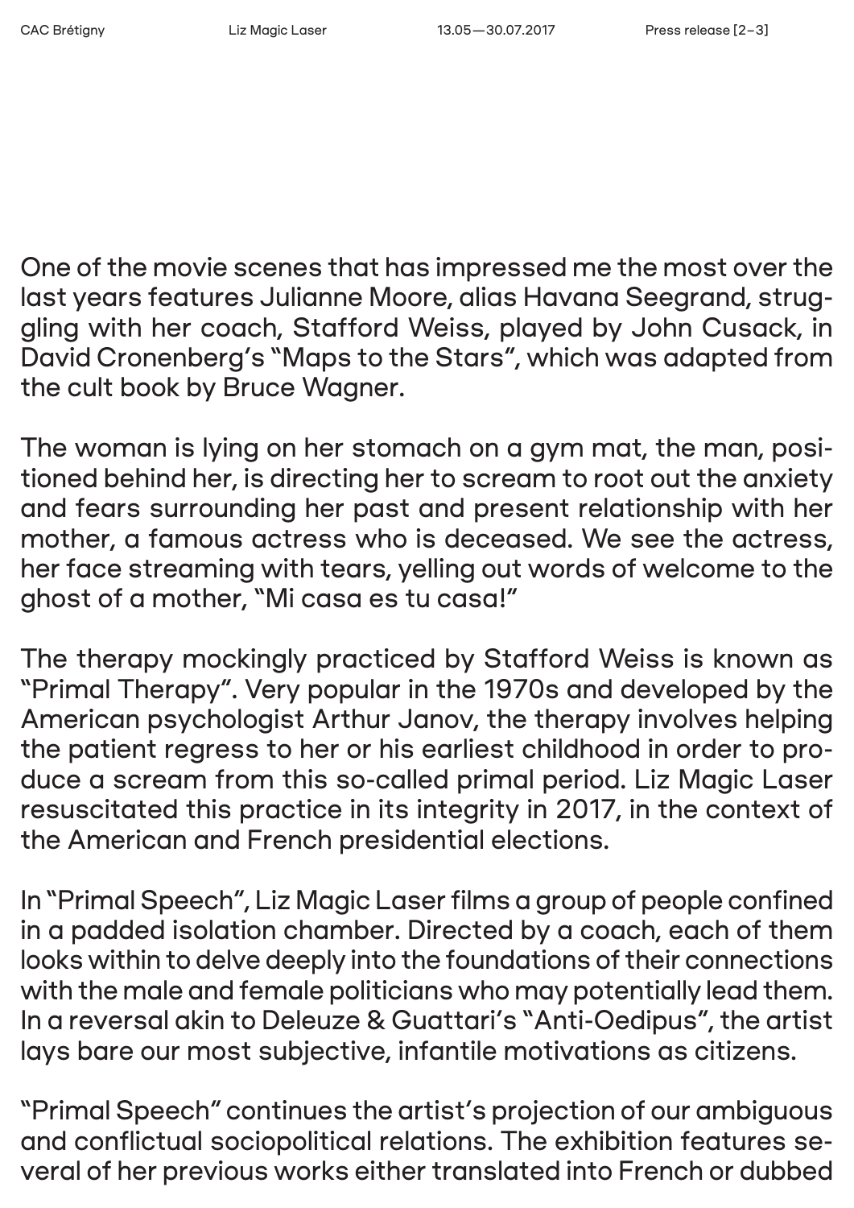One of the movie scenes that has impressed me the most over the last years features Julianne Moore, alias Havana Seegrand, struggling with her coach, Stafford Weiss, played by John Cusack, in David Cronenberg's "Maps to the Stars", which was adapted from the cult book by Bruce Wagner.

The woman is lying on her stomach on a gym mat, the man, positioned behind her, is directing her to scream to root out the anxiety and fears surrounding her past and present relationship with her mother, a famous actress who is deceased. We see the actress, her face streaming with tears, yelling out words of welcome to the ghost of a mother, "Mi casa es tu casa!"

The therapy mockingly practiced by Stafford Weiss is known as "Primal Therapy". Very popular in the 1970s and developed by the American psychologist Arthur Janov, the therapy involves helping the patient regress to her or his earliest childhood in order to produce a scream from this so-called primal period. Liz Magic Laser resuscitated this practice in its integrity in 2017, in the context of the American and French presidential elections.

In "Primal Speech", Liz Magic Laser films a group of people confined in a padded isolation chamber. Directed by a coach, each of them looks within to delve deeply into the foundations of their connections with the male and female politicians who may potentially lead them. In a reversal akin to Deleuze & Guattari's "Anti-Oedipus", the artist lays bare our most subjective, infantile motivations as citizens.

"Primal Speech" continues the artist's projection of our ambiguous and conflictual sociopolitical relations. The exhibition features several of her previous works either translated into French or dubbed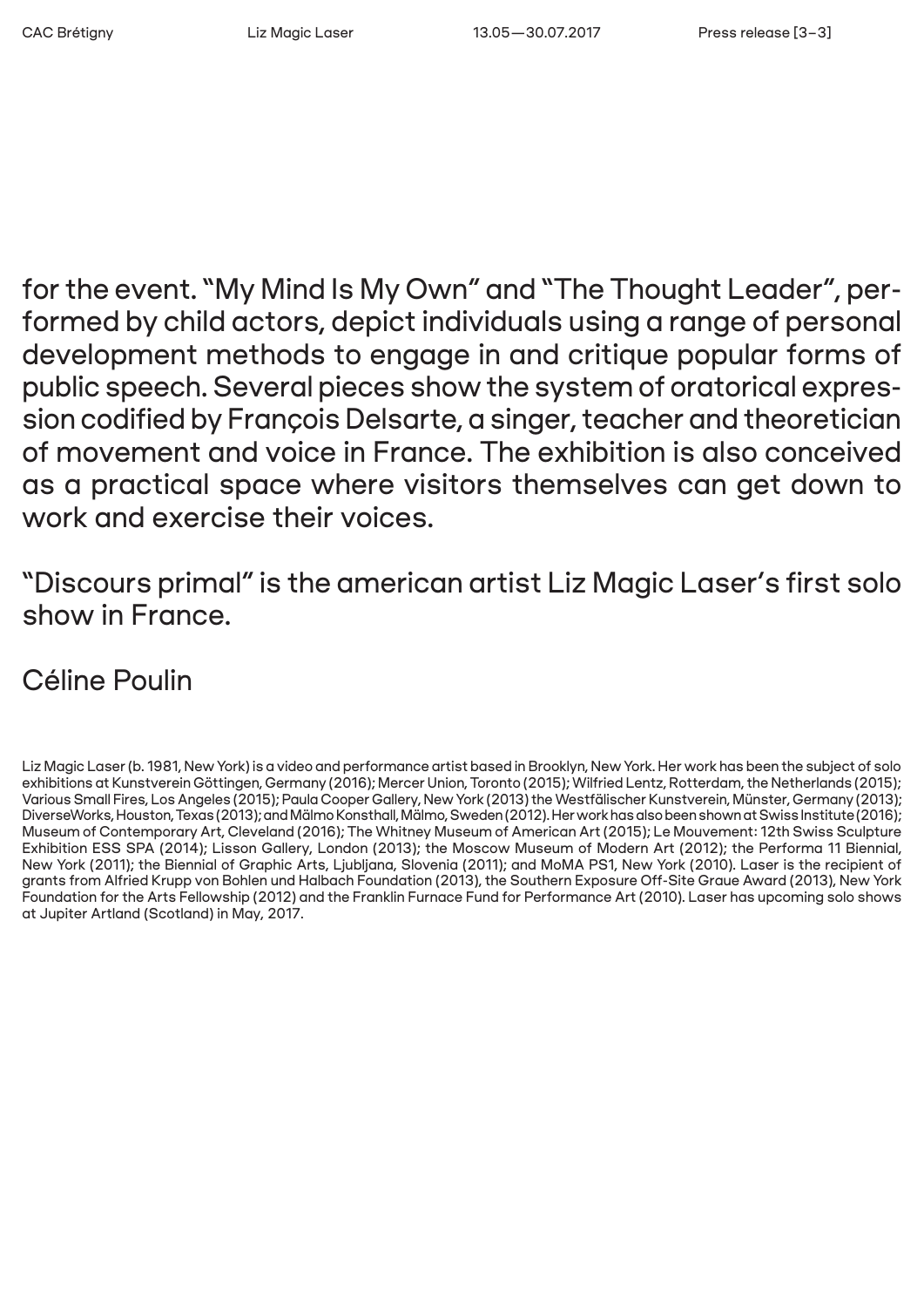for the event. “My Mind Is My Own” and “The Thought Leader”, performed by child actors, depict individuals using a range of personal development methods to engage in and critique popular forms of public speech. Several pieces show the system of oratorical expression codified by François Delsarte, a singer, teacher and theoretician of movement and voice in France. The exhibition is also conceived as a practical space where visitors themselves can get down to work and exercise their voices.

“Discours primal” is the american artist Liz Magic Laser’s first solo show in France.

Céline Poulin

Liz Magic Laser (b. 1981, New York) is a video and performance artist based in Brooklyn, New York. Her work has been the subject of solo exhibitions at Kunstverein Göttingen, Germany (2016); Mercer Union, Toronto (2015); Wilfried Lentz, Rotterdam, the Netherlands (2015); Various Small Fires, Los Angeles (2015); Paula Cooper Gallery, New York (2013) the Westfälischer Kunstverein, Münster, Germany (2013); DiverseWorks, Houston, Texas (2013); and Mälmo Konsthall, Mälmo, Sweden (2012). Her work has also been shown at Swiss Institute (2016); Museum of Contemporary Art, Cleveland (2016); The Whitney Museum of American Art (2015); Le Mouvement: 12th Swiss Sculpture Exhibition ESS SPA (2014); Lisson Gallery, London (2013); the Moscow Museum of Modern Art (2012); the Performa 11 Biennial, New York (2011); the Biennial of Graphic Arts, Ljubljana, Slovenia (2011); and MoMA PS1, New York (2010). Laser is the recipient of grants from Alfried Krupp von Bohlen und Halbach Foundation (2013), the Southern Exposure Off-Site Graue Award (2013), New York Foundation for the Arts Fellowship (2012) and the Franklin Furnace Fund for Performance Art (2010). Laser has upcoming solo shows at Jupiter Artland (Scotland) in May, 2017.